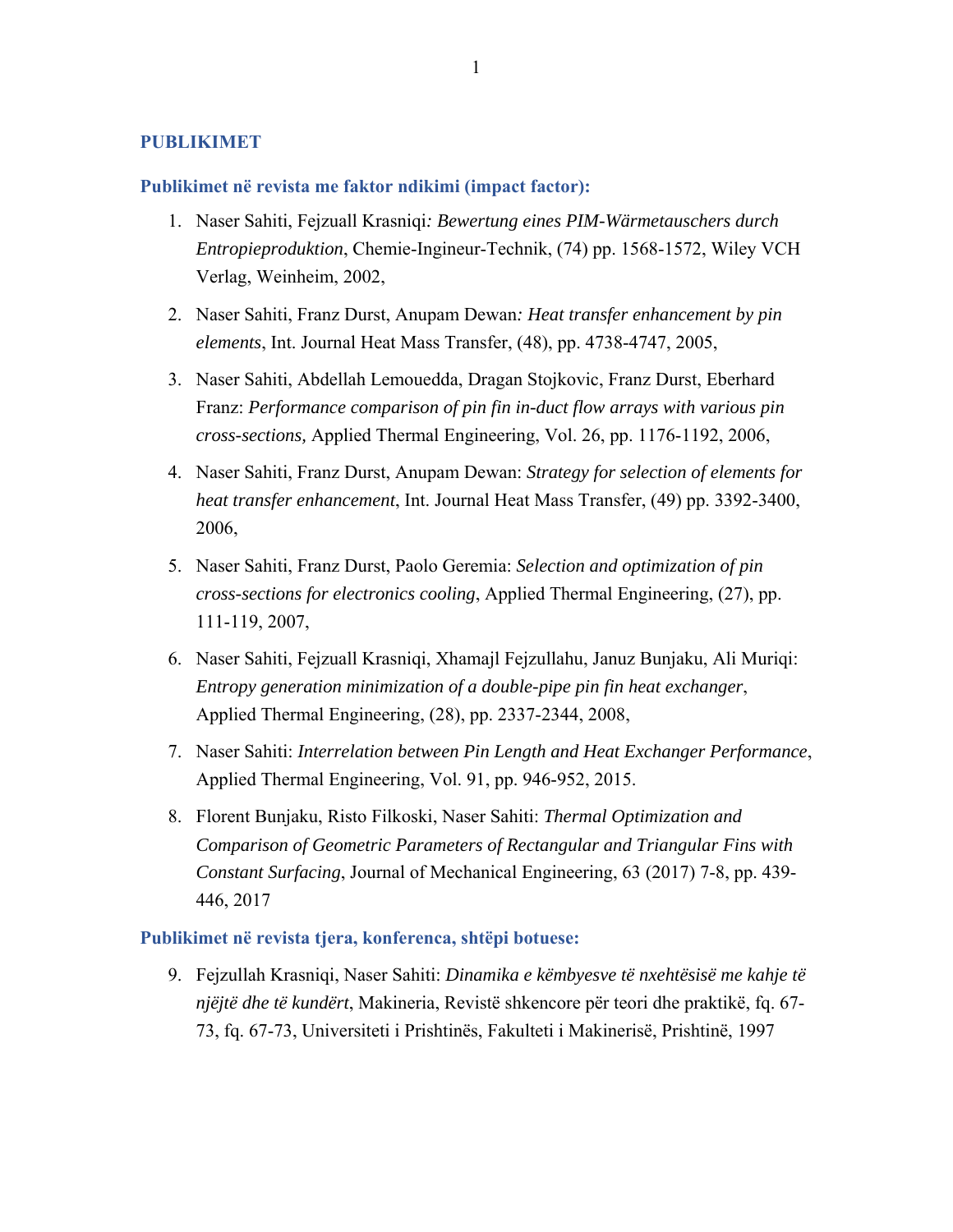## PUBLIKIMET

### Publikimet në revista me faktor ndikimi (impact factor):

1. Naser Sahiti, Fejzuall Krasniqi*: Bewertung eines PIM-Wärmetauschers durch Entropieproduktion*, Chemie-Ingineur-Technik, (74) pp. 1568-1572, Wiley VCH Verlag, Weinheim, 2002,

2. Naser Sahiti, Franz Durst, Anupam Dewan*: Heat transfer enhancement by pin elements*, Int. Journal Heat Mass Transfer, (48), pp. 4738-4747, 2005,

3. Naser Sahiti, Abdellah Lemouedda, Dragan Stojkovic, Franz Durst, Eberhard Franz: *Performance comparison of pin fin in-duct flow arrays with various pin cross-sections,* Applied Thermal Engineering, Vol. 26, pp. 1176-1192, 2006,

4. Naser Sahiti, Franz Durst, Anupam Dewan: *Strategy for selection of elements for heat transfer enhancement*, Int. Journal Heat Mass Transfer, (49) pp. 3392-3400, 2006,

5. Naser Sahiti, Franz Durst, Paolo Geremia: *Selection and optimization of pin cross-sections for electronics cooling*, Applied Thermal Engineering, (27), pp. 111-119, 2007,

6. Naser Sahiti, Fejzuall Krasniqi, Xhamajl Fejzullahu, Januz Bunjaku, Ali Muriqi: *Entropy generation minimization of a double-pipe pin fin heat exchanger*, Applied Thermal Engineering, (28), pp. 2337-2344, 2008,

7. Naser Sahiti: *Interrelation between Pin Length and Heat Exchanger Performance*, Applied Thermal Engineering, Vol. 91, pp. 946-952, 2015.

8. Florent Bunjaku, Risto Filkoski, Naser Sahiti: *Thermal Optimization and Comparison of Geometric Parameters of Rectangular and Triangular Fins with Constant Surfacing*, Journal of Mechanical Engineering, 63 (2017) 7-8, pp. 439-446, 2017

### Publikimet në revista tjera, konferenca, shtëpi botuese:

9. Fejzullah Krasniqi, Naser Sahiti: *Dinamika e këmbyesve të nxehtësisë me kahje të njëjtë dhe të kundërt*, Makineria, Revistë shkencore për teori dhe praktikë, fq. 67-73, fq. 67-73, Universiteti i Prishtinës, Fakulteti i Makinerisë, Prishtinë, 1997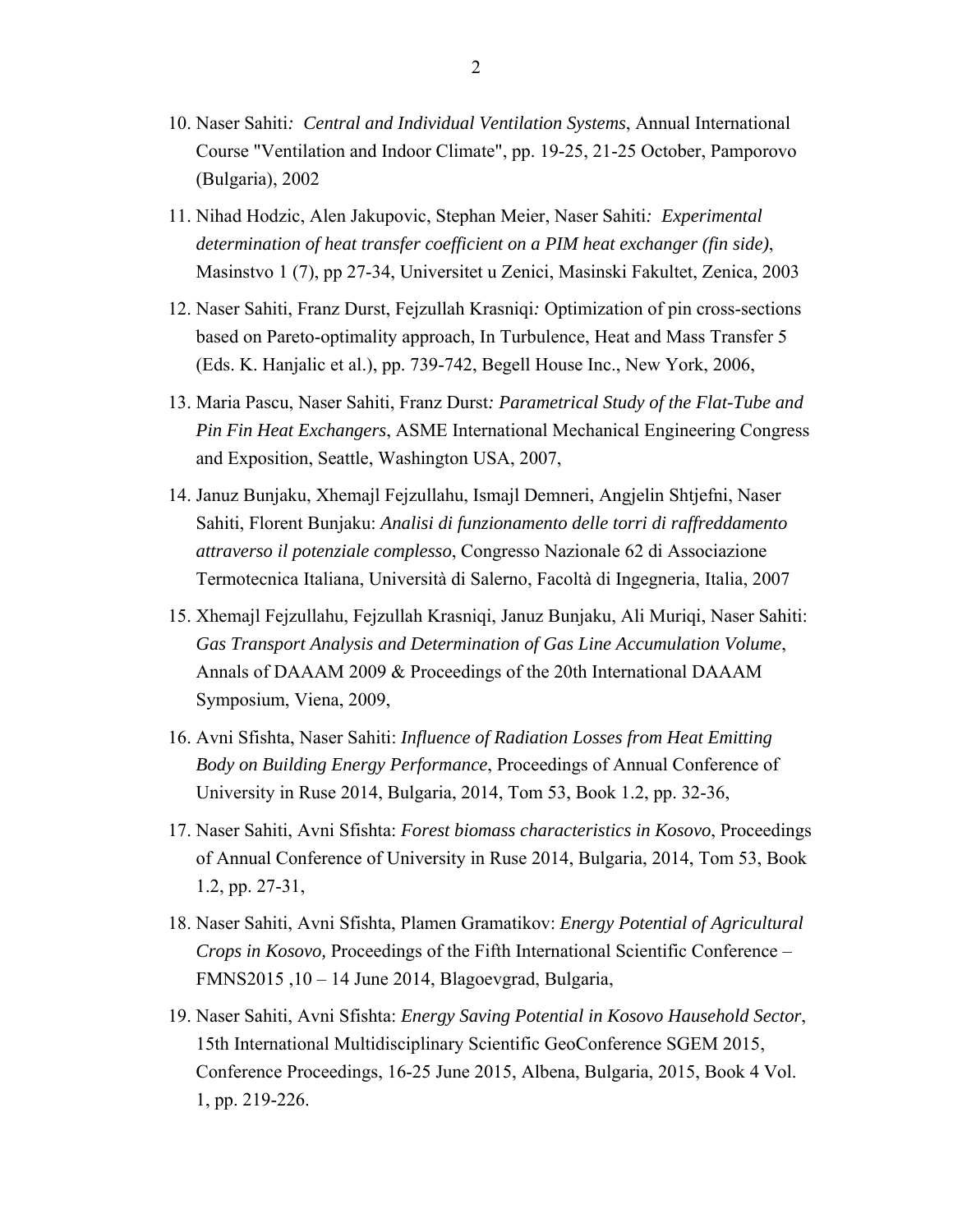10. Naser Sahiti*: Central and Individual Ventilation Systems*, Annual International Course "Ventilation and Indoor Climate", pp. 19-25, 21-25 October, Pamporovo (Bulgaria), 2002

11. Nihad Hodzic, Alen Jakupovic, Stephan Meier, Naser Sahiti*: Experimental determination of heat transfer coefficient on a PIM heat exchanger (fin side)*, Masinstvo 1 (7), pp 27-34, Universitet u Zenici, Masinski Fakultet, Zenica, 2003

12. Naser Sahiti, Franz Durst, Fejzullah Krasniqi*:* Optimization of pin cross-sections based on Pareto-optimality approach, In Turbulence, Heat and Mass Transfer 5 (Eds. K. Hanjalic et al.), pp. 739-742, Begell House Inc., New York, 2006,

13. Maria Pascu, Naser Sahiti, Franz Durst*: Parametrical Study of the Flat-Tube and Pin Fin Heat Exchangers*, ASME International Mechanical Engineering Congress and Exposition, Seattle, Washington USA, 2007,

14. Januz Bunjaku, Xhemajl Fejzullahu, Ismajl Demneri, Angjelin Shtjefni, Naser Sahiti, Florent Bunjaku: *Analisi di funzionamento delle torri di raffreddamento attraverso il potenziale complesso*, Congresso Nazionale 62 di Associazione Termotecnica Italiana, Università di Salerno, Facoltà di Ingegneria, Italia, 2007

15. Xhemajl Fejzullahu, Fejzullah Krasniqi, Januz Bunjaku, Ali Muriqi, Naser Sahiti: *Gas Transport Analysis and Determination of Gas Line Accumulation Volume*, Annals of DAAAM 2009 & Proceedings of the 20th International DAAAM Symposium, Viena, 2009,

16. Avni Sfishta, Naser Sahiti: *Influence of Radiation Losses from Heat Emitting Body on Building Energy Performance*, Proceedings of Annual Conference of University in Ruse 2014, Bulgaria, 2014, Tom 53, Book 1.2, pp. 32-36,

17. Naser Sahiti, Avni Sfishta: *Forest biomass characteristics in Kosovo*, Proceedings of Annual Conference of University in Ruse 2014, Bulgaria, 2014, Tom 53, Book 1.2, pp. 27-31,

18. Naser Sahiti, Avni Sfishta, Plamen Gramatikov: *Energy Potential of Agricultural Crops in Kosovo,* Proceedings of the Fifth International Scientific Conference – FMNS2015 ,10 – 14 June 2014, Blagoevgrad, Bulgaria,

19. Naser Sahiti, Avni Sfishta: *Energy Saving Potential in Kosovo Hausehold Sector*, 15th International Multidisciplinary Scientific GeoConference SGEM 2015, Conference Proceedings, 16-25 June 2015, Albena, Bulgaria, 2015, Book 4 Vol. 1, pp. 219-226.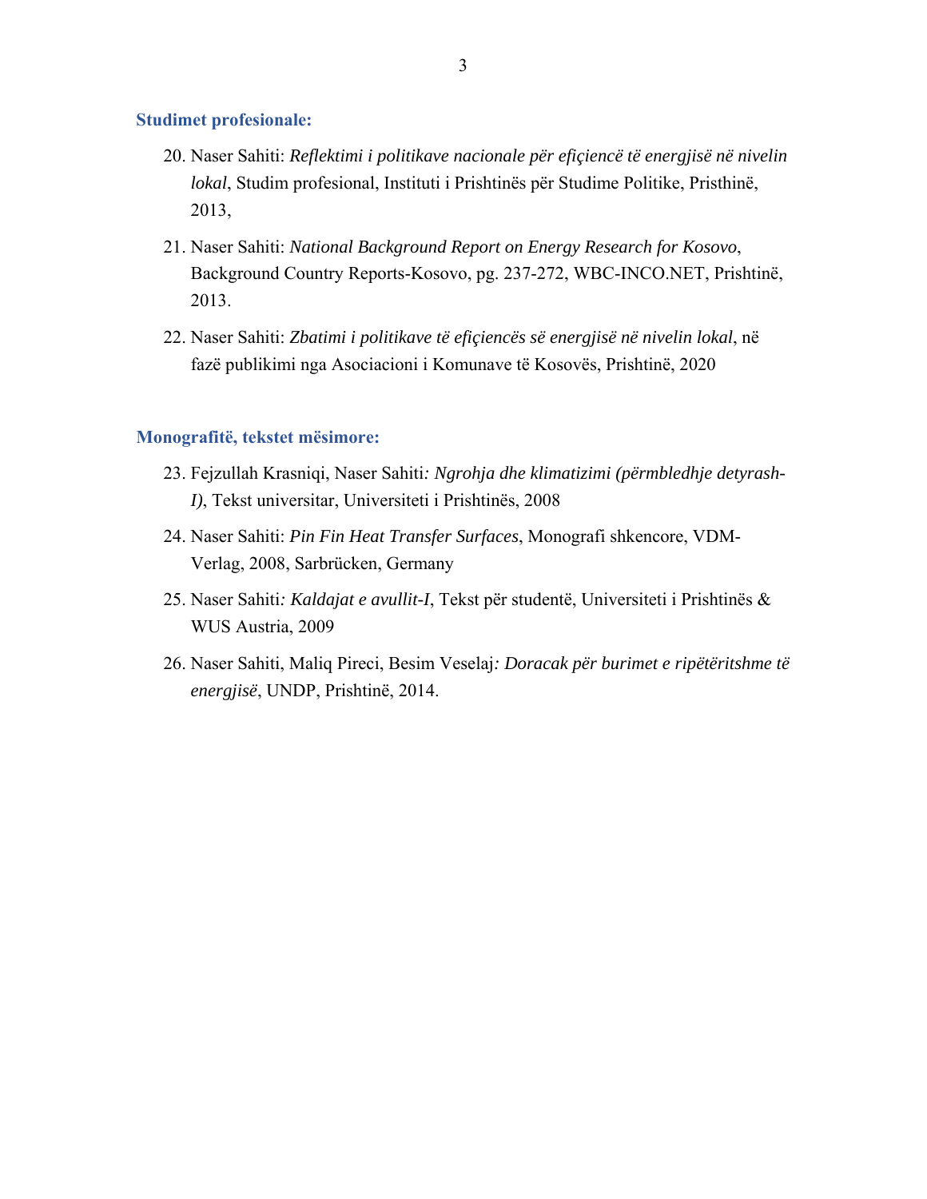### Studimet profesionale:

20. Naser Sahiti: *Reflektimi i politikave nacionale për efiçiencë të energjisë në nivelin lokal*, Studim profesional, Instituti i Prishtinës për Studime Politike, Pristhinë, 2013,

21. Naser Sahiti: *National Background Report on Energy Research for Kosovo*, Background Country Reports-Kosovo, pg. 237-272, WBC-INCO.NET, Prishtinë, 2013.

22. Naser Sahiti: *Zbatimi i politikave të efiçiencës së energjisë në nivelin lokal*, në fazë publikimi nga Asociacioni i Komunave të Kosovës, Prishtinë, 2020

### Monografitë, tekstet mësimore:

23. Fejzullah Krasniqi, Naser Sahiti*: Ngrohja dhe klimatizimi (përmbledhje detyrash-I)*, Tekst universitar, Universiteti i Prishtinës, 2008

24. Naser Sahiti: *Pin Fin Heat Transfer Surfaces*, Monografi shkencore, VDM-Verlag, 2008, Sarbrücken, Germany

25. Naser Sahiti*: Kaldajat e avullit-I*, Tekst për studentë, Universiteti i Prishtinës & WUS Austria, 2009

26. Naser Sahiti, Maliq Pireci, Besim Veselaj*: Doracak për burimet e ripëtëritshme të energjisë*, UNDP, Prishtinë, 2014.